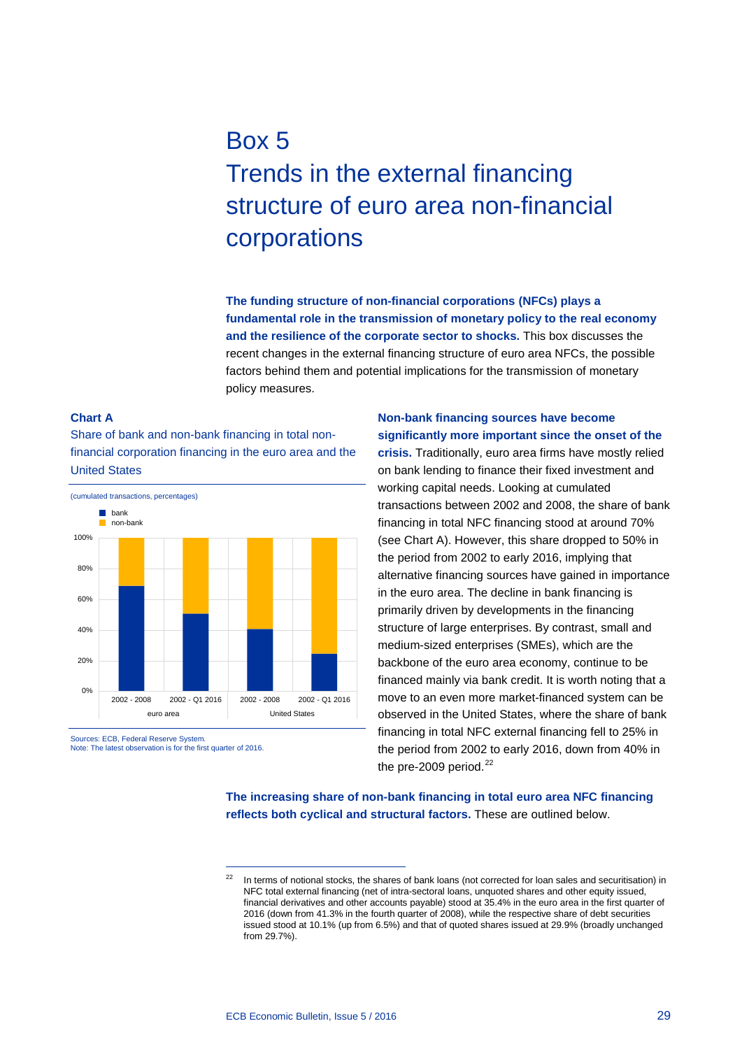# Box 5
# Trends in the external financing structure of euro area non-financial corporations

**The funding structure of non-financial corporations (NFCs) plays a fundamental role in the transmission of monetary policy to the real economy and the resilience of the corporate sector to shocks.** This box discusses the recent changes in the external financing structure of euro area NFCs, the possible factors behind them and potential implications for the transmission of monetary policy measures.

**Chart A**

Share of bank and non-bank financing in total non-financial corporation financing in the euro area and the United States

(cumulated transactions, percentages)

Sources: ECB, Federal Reserve System.
Note: The latest observation is for the first quarter of 2016.

**Non-bank financing sources have become significantly more important since the onset of the crisis.** Traditionally, euro area firms have mostly relied on bank lending to finance their fixed investment and working capital needs. Looking at cumulated transactions between 2002 and 2008, the share of bank financing in total NFC financing stood at around 70% (see Chart A). However, this share dropped to 50% in the period from 2002 to early 2016, implying that alternative financing sources have gained in importance in the euro area. The decline in bank financing is primarily driven by developments in the financing structure of large enterprises. By contrast, small and medium-sized enterprises (SMEs), which are the backbone of the euro area economy, continue to be financed mainly via bank credit. It is worth noting that a move to an even more market-financed system can be observed in the United States, where the share of bank financing in total NFC external financing fell to 25% in the period from 2002 to early 2016, down from 40% in the pre-2009 period.[22]

**The increasing share of non-bank financing in total euro area NFC financing reflects both cyclical and structural factors.** These are outlined below.

[22] In terms of notional stocks, the shares of bank loans (not corrected for loan sales and securitisation) in NFC total external financing (net of intra-sectoral loans, unquoted shares and other equity issued, financial derivatives and other accounts payable) stood at 35.4% in the euro area in the first quarter of 2016 (down from 41.3% in the fourth quarter of 2008), while the respective share of debt securities issued stood at 10.1% (up from 6.5%) and that of quoted shares issued at 29.9% (broadly unchanged from 29.7%).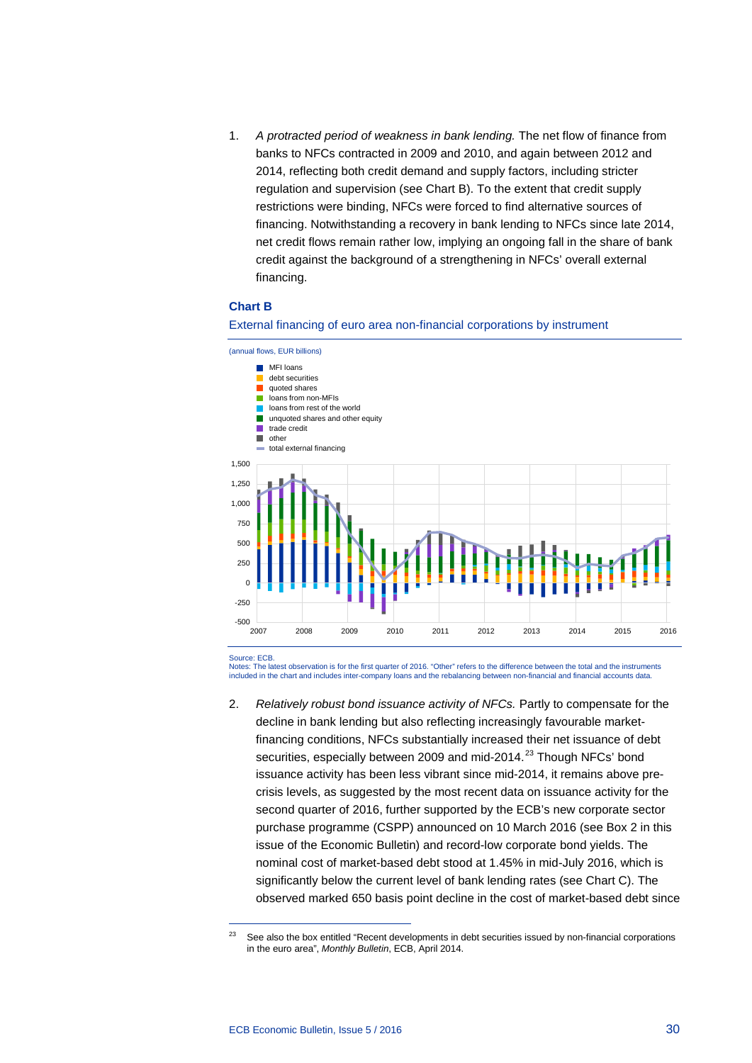1. *A protracted period of weakness in bank lending.* The net flow of finance from banks to NFCs contracted in 2009 and 2010, and again between 2012 and 2014, reflecting both credit demand and supply factors, including stricter regulation and supervision (see Chart B). To the extent that credit supply restrictions were binding, NFCs were forced to find alternative sources of financing. Notwithstanding a recovery in bank lending to NFCs since late 2014, net credit flows remain rather low, implying an ongoing fall in the share of bank credit against the background of a strengthening in NFCs' overall external financing.

**Chart B**

External financing of euro area non-financial corporations by instrument

(annual flows, EUR billions)

- MFI loans
- debt securities
- quoted shares
- loans from non-MFIs
- loans from rest of the world
- unquoted shares and other equity
- trade credit
- other
- total external financing

Source: ECB.
Notes: The latest observation is for the first quarter of 2016. "Other" refers to the difference between the total and the instruments included in the chart and includes inter-company loans and the rebalancing between non-financial and financial accounts data.

2. *Relatively robust bond issuance activity of NFCs.* Partly to compensate for the decline in bank lending but also reflecting increasingly favourable market-financing conditions, NFCs substantially increased their net issuance of debt securities, especially between 2009 and mid-2014.[23] Though NFCs' bond issuance activity has been less vibrant since mid-2014, it remains above pre-crisis levels, as suggested by the most recent data on issuance activity for the second quarter of 2016, further supported by the ECB's new corporate sector purchase programme (CSPP) announced on 10 March 2016 (see Box 2 in this issue of the Economic Bulletin) and record-low corporate bond yields. The nominal cost of market-based debt stood at 1.45% in mid-July 2016, which is significantly below the current level of bank lending rates (see Chart C). The observed marked 650 basis point decline in the cost of market-based debt since

[23] See also the box entitled "Recent developments in debt securities issued by non-financial corporations in the euro area", *Monthly Bulletin*, ECB, April 2014.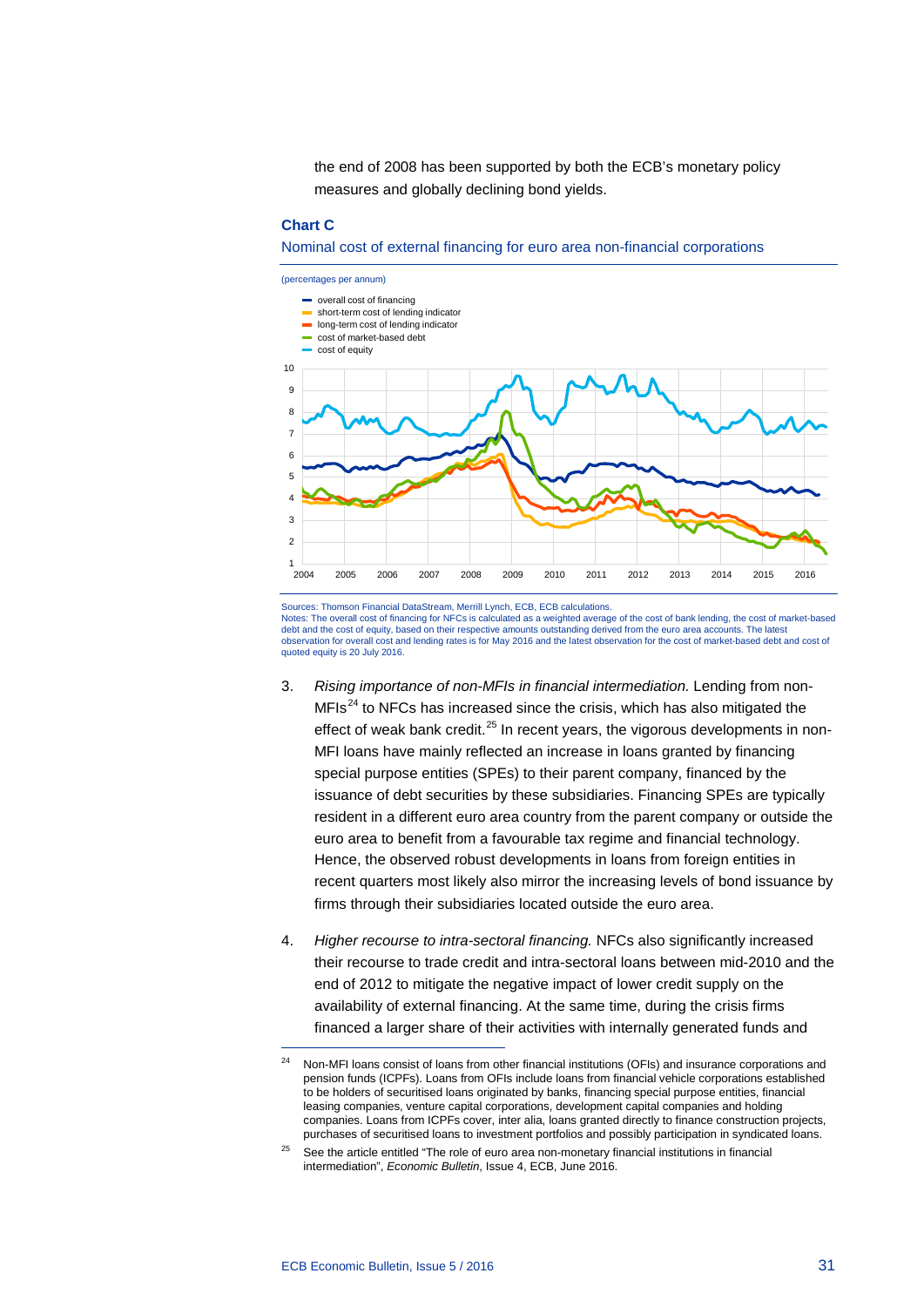the end of 2008 has been supported by both the ECB's monetary policy measures and globally declining bond yields.

**Chart C**

Nominal cost of external financing for euro area non-financial corporations

(percentages per annum)

Sources: Thomson Financial DataStream, Merrill Lynch, ECB, ECB calculations.
Notes: The overall cost of financing for NFCs is calculated as a weighted average of the cost of bank lending, the cost of market-based debt and the cost of equity, based on their respective amounts outstanding derived from the euro area accounts. The latest observation for overall cost and lending rates is for May 2016 and the latest observation for the cost of market-based debt and cost of quoted equity is 20 July 2016.

3. *Rising importance of non-MFIs in financial intermediation.* Lending from non-MFIs[24] to NFCs has increased since the crisis, which has also mitigated the effect of weak bank credit.[25] In recent years, the vigorous developments in non-MFI loans have mainly reflected an increase in loans granted by financing special purpose entities (SPEs) to their parent company, financed by the issuance of debt securities by these subsidiaries. Financing SPEs are typically resident in a different euro area country from the parent company or outside the euro area to benefit from a favourable tax regime and financial technology. Hence, the observed robust developments in loans from foreign entities in recent quarters most likely also mirror the increasing levels of bond issuance by firms through their subsidiaries located outside the euro area.

4. *Higher recourse to intra-sectoral financing.* NFCs also significantly increased their recourse to trade credit and intra-sectoral loans between mid-2010 and the end of 2012 to mitigate the negative impact of lower credit supply on the availability of external financing. At the same time, during the crisis firms financed a larger share of their activities with internally generated funds and

---

[24] Non-MFI loans consist of loans from other financial institutions (OFIs) and insurance corporations and pension funds (ICPFs). Loans from OFIs include loans from financial vehicle corporations established to be holders of securitised loans originated by banks, financing special purpose entities, financial leasing companies, venture capital corporations, development capital companies and holding companies. Loans from ICPFs cover, inter alia, loans granted directly to finance construction projects, purchases of securitised loans to investment portfolios and possibly participation in syndicated loans.

[25] See the article entitled "The role of euro area non-monetary financial institutions in financial intermediation", *Economic Bulletin*, Issue 4, ECB, June 2016.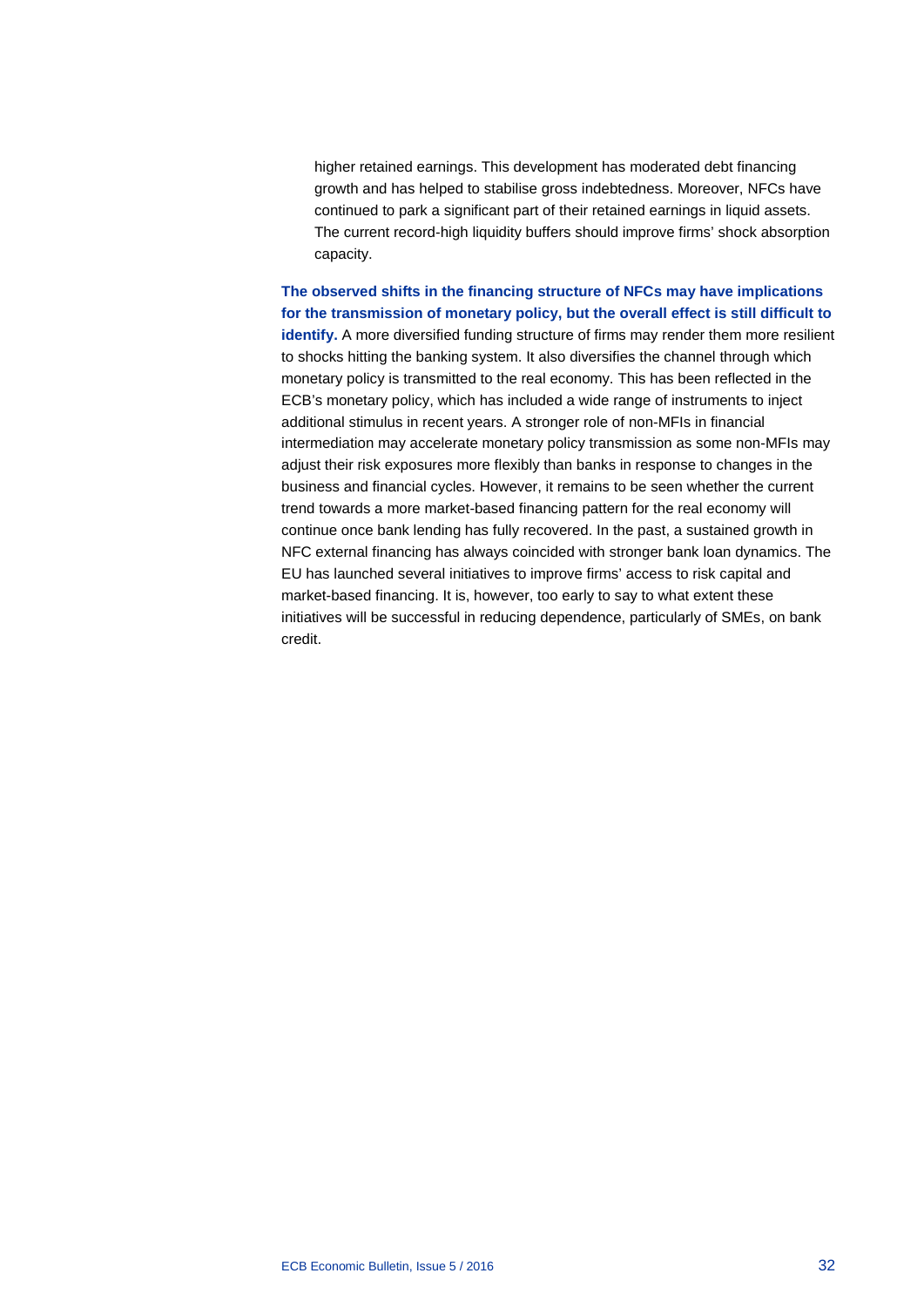higher retained earnings. This development has moderated debt financing growth and has helped to stabilise gross indebtedness. Moreover, NFCs have continued to park a significant part of their retained earnings in liquid assets. The current record-high liquidity buffers should improve firms' shock absorption capacity.

**The observed shifts in the financing structure of NFCs may have implications for the transmission of monetary policy, but the overall effect is still difficult to identify.** A more diversified funding structure of firms may render them more resilient to shocks hitting the banking system. It also diversifies the channel through which monetary policy is transmitted to the real economy. This has been reflected in the ECB's monetary policy, which has included a wide range of instruments to inject additional stimulus in recent years. A stronger role of non-MFIs in financial intermediation may accelerate monetary policy transmission as some non-MFIs may adjust their risk exposures more flexibly than banks in response to changes in the business and financial cycles. However, it remains to be seen whether the current trend towards a more market-based financing pattern for the real economy will continue once bank lending has fully recovered. In the past, a sustained growth in NFC external financing has always coincided with stronger bank loan dynamics. The EU has launched several initiatives to improve firms' access to risk capital and market-based financing. It is, however, too early to say to what extent these initiatives will be successful in reducing dependence, particularly of SMEs, on bank credit.